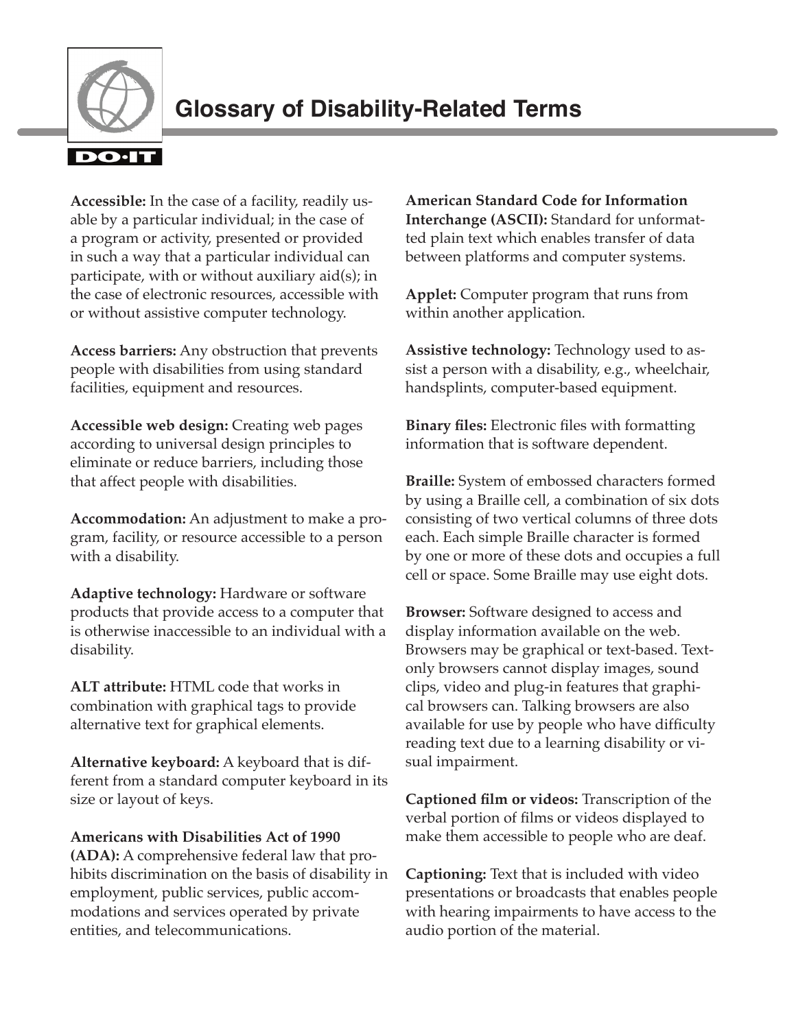# Glossary of Disability-Related Terms

DO·IT

**Accessible:** In the case of a facility, readily usable by a particular individual; in the case of a program or activity, presented or provided in such a way that a particular individual can participate, with or without auxiliary aid(s); in the case of electronic resources, accessible with or without assistive computer technology.

**Access barriers:** Any obstruction that prevents people with disabilities from using standard facilities, equipment and resources.

**Accessible web design:** Creating web pages according to universal design principles to eliminate or reduce barriers, including those that affect people with disabilities.

**Accommodation:** An adjustment to make a program, facility, or resource accessible to a person with a disability.

**Adaptive technology:** Hardware or software products that provide access to a computer that is otherwise inaccessible to an individual with a disability.

**ALT attribute:** HTML code that works in combination with graphical tags to provide alternative text for graphical elements.

**Alternative keyboard:** A keyboard that is different from a standard computer keyboard in its size or layout of keys.

**Americans with Disabilities Act of 1990 (ADA):** A comprehensive federal law that prohibits discrimination on the basis of disability in employment, public services, public accommodations and services operated by private entities, and telecommunications.

**American Standard Code for Information Interchange (ASCII):** Standard for unformatted plain text which enables transfer of data between platforms and computer systems.

**Applet:** Computer program that runs from within another application.

**Assistive technology:** Technology used to assist a person with a disability, e.g., wheelchair, handsplints, computer-based equipment.

**Binary files:** Electronic files with formatting information that is software dependent.

**Braille:** System of embossed characters formed by using a Braille cell, a combination of six dots consisting of two vertical columns of three dots each. Each simple Braille character is formed by one or more of these dots and occupies a full cell or space. Some Braille may use eight dots.

**Browser:** Software designed to access and display information available on the web. Browsers may be graphical or text-based. Text-only browsers cannot display images, sound clips, video and plug-in features that graphical browsers can. Talking browsers are also available for use by people who have difficulty reading text due to a learning disability or visual impairment.

**Captioned film or videos:** Transcription of the verbal portion of films or videos displayed to make them accessible to people who are deaf.

**Captioning:** Text that is included with video presentations or broadcasts that enables people with hearing impairments to have access to the audio portion of the material.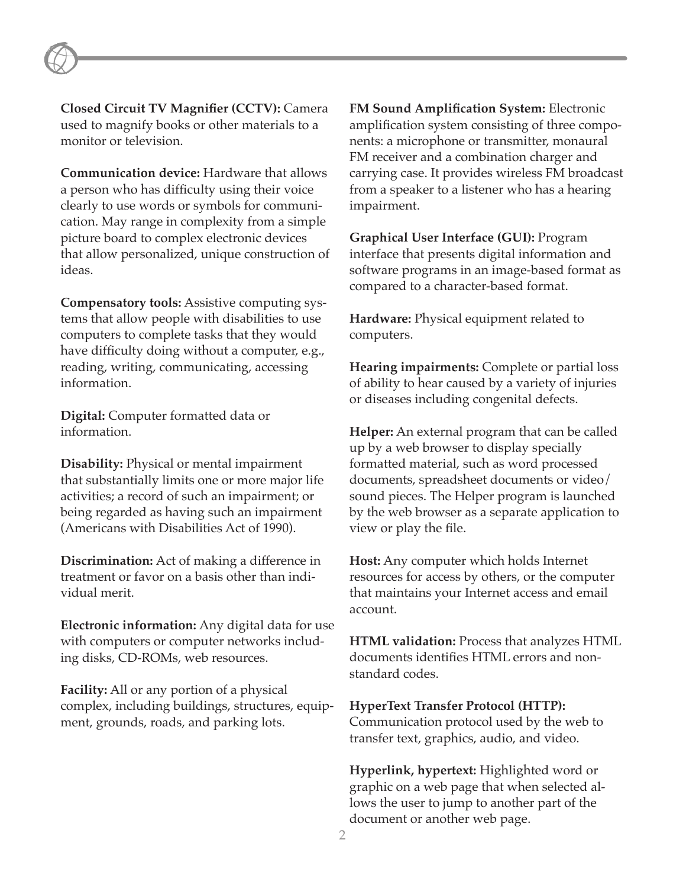**Closed Circuit TV Magnifier (CCTV):** Camera used to magnify books or other materials to a monitor or television.

**Communication device:** Hardware that allows a person who has difficulty using their voice clearly to use words or symbols for communication. May range in complexity from a simple picture board to complex electronic devices that allow personalized, unique construction of ideas.

**Compensatory tools:** Assistive computing systems that allow people with disabilities to use computers to complete tasks that they would have difficulty doing without a computer, e.g., reading, writing, communicating, accessing information.

**Digital:** Computer formatted data or information.

**Disability:** Physical or mental impairment that substantially limits one or more major life activities; a record of such an impairment; or being regarded as having such an impairment (Americans with Disabilities Act of 1990).

**Discrimination:** Act of making a difference in treatment or favor on a basis other than individual merit.

**Electronic information:** Any digital data for use with computers or computer networks including disks, CD-ROMs, web resources.

**Facility:** All or any portion of a physical complex, including buildings, structures, equipment, grounds, roads, and parking lots.

**FM Sound Amplification System:** Electronic amplification system consisting of three components: a microphone or transmitter, monaural FM receiver and a combination charger and carrying case. It provides wireless FM broadcast from a speaker to a listener who has a hearing impairment.

**Graphical User Interface (GUI):** Program interface that presents digital information and software programs in an image-based format as compared to a character-based format.

**Hardware:** Physical equipment related to computers.

**Hearing impairments:** Complete or partial loss of ability to hear caused by a variety of injuries or diseases including congenital defects.

**Helper:** An external program that can be called up by a web browser to display specially formatted material, such as word processed documents, spreadsheet documents or video/sound pieces. The Helper program is launched by the web browser as a separate application to view or play the file.

**Host:** Any computer which holds Internet resources for access by others, or the computer that maintains your Internet access and email account.

**HTML validation:** Process that analyzes HTML documents identifies HTML errors and non-standard codes.

**HyperText Transfer Protocol (HTTP):** Communication protocol used by the web to transfer text, graphics, audio, and video.

**Hyperlink, hypertext:** Highlighted word or graphic on a web page that when selected allows the user to jump to another part of the document or another web page.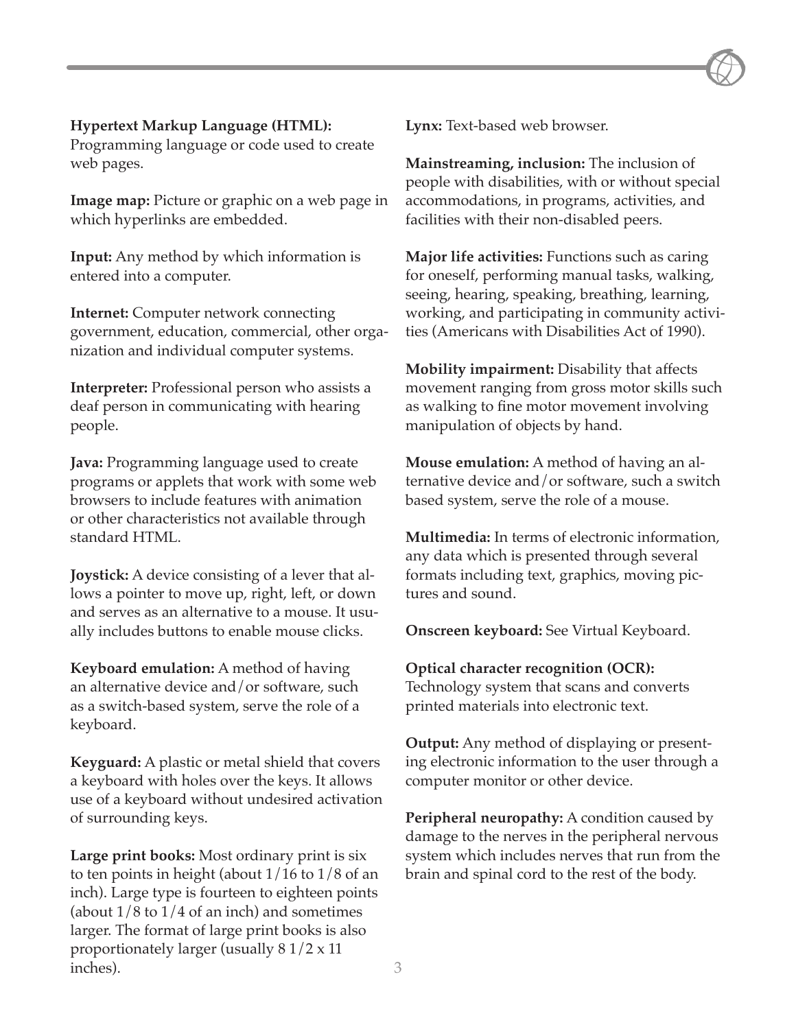**Hypertext Markup Language (HTML):** Programming language or code used to create web pages.

**Image map:** Picture or graphic on a web page in which hyperlinks are embedded.

**Input:** Any method by which information is entered into a computer.

**Internet:** Computer network connecting government, education, commercial, other organization and individual computer systems.

**Interpreter:** Professional person who assists a deaf person in communicating with hearing people.

**Java:** Programming language used to create programs or applets that work with some web browsers to include features with animation or other characteristics not available through standard HTML.

**Joystick:** A device consisting of a lever that allows a pointer to move up, right, left, or down and serves as an alternative to a mouse. It usually includes buttons to enable mouse clicks.

**Keyboard emulation:** A method of having an alternative device and/or software, such as a switch-based system, serve the role of a keyboard.

**Keyguard:** A plastic or metal shield that covers a keyboard with holes over the keys. It allows use of a keyboard without undesired activation of surrounding keys.

**Large print books:** Most ordinary print is six to ten points in height (about 1/16 to 1/8 of an inch). Large type is fourteen to eighteen points (about 1/8 to 1/4 of an inch) and sometimes larger. The format of large print books is also proportionately larger (usually 8 1/2 x 11 inches).

**Lynx:** Text-based web browser.

**Mainstreaming, inclusion:** The inclusion of people with disabilities, with or without special accommodations, in programs, activities, and facilities with their non-disabled peers.

**Major life activities:** Functions such as caring for oneself, performing manual tasks, walking, seeing, hearing, speaking, breathing, learning, working, and participating in community activities (Americans with Disabilities Act of 1990).

**Mobility impairment:** Disability that affects movement ranging from gross motor skills such as walking to fine motor movement involving manipulation of objects by hand.

**Mouse emulation:** A method of having an alternative device and/or software, such a switch based system, serve the role of a mouse.

**Multimedia:** In terms of electronic information, any data which is presented through several formats including text, graphics, moving pictures and sound.

**Onscreen keyboard:** See Virtual Keyboard.

**Optical character recognition (OCR):** Technology system that scans and converts printed materials into electronic text.

**Output:** Any method of displaying or presenting electronic information to the user through a computer monitor or other device.

**Peripheral neuropathy:** A condition caused by damage to the nerves in the peripheral nervous system which includes nerves that run from the brain and spinal cord to the rest of the body.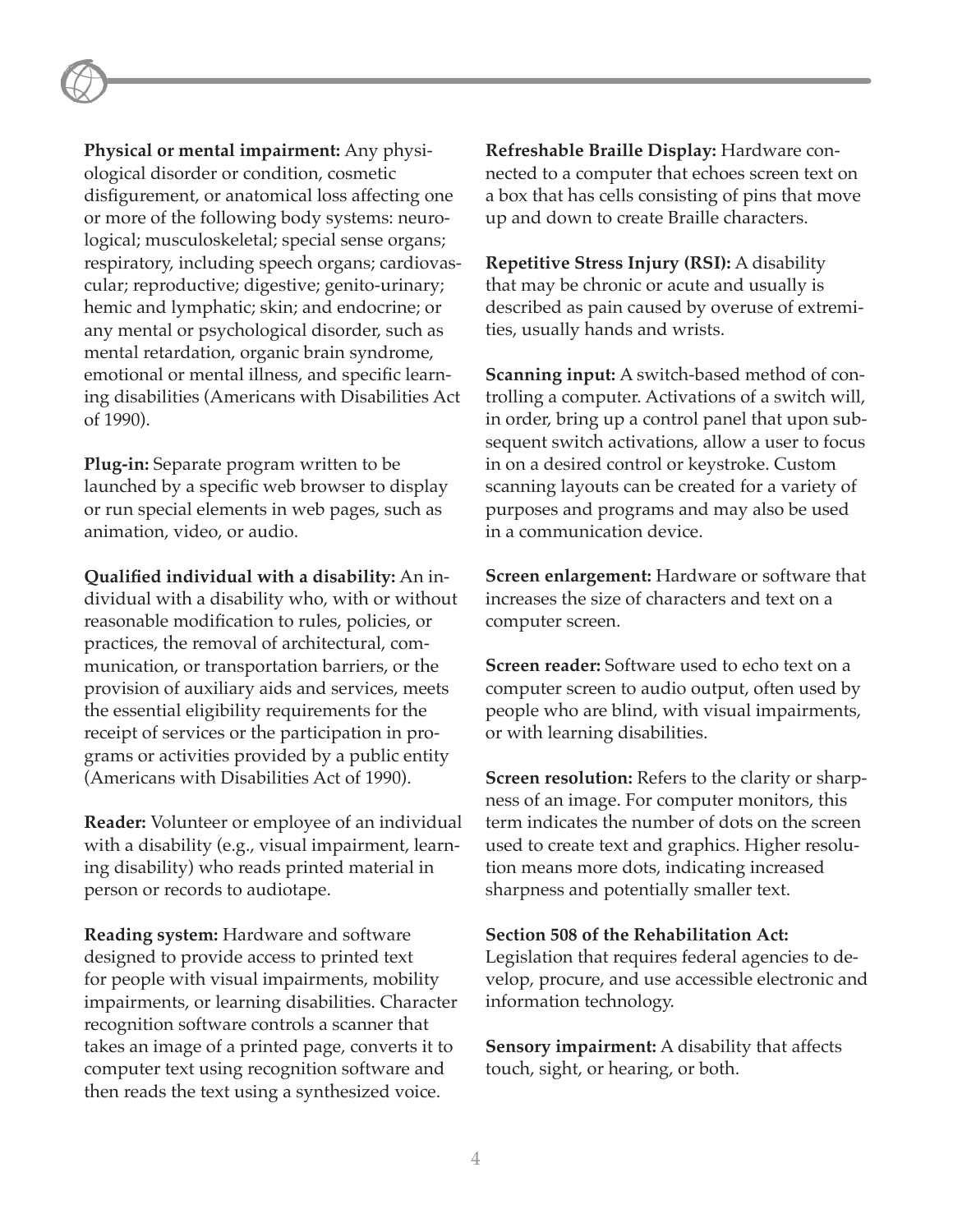**Physical or mental impairment:** Any physiological disorder or condition, cosmetic disfigurement, or anatomical loss affecting one or more of the following body systems: neurological; musculoskeletal; special sense organs; respiratory, including speech organs; cardiovascular; reproductive; digestive; genito-urinary; hemic and lymphatic; skin; and endocrine; or any mental or psychological disorder, such as mental retardation, organic brain syndrome, emotional or mental illness, and specific learning disabilities (Americans with Disabilities Act of 1990).

**Plug-in:** Separate program written to be launched by a specific web browser to display or run special elements in web pages, such as animation, video, or audio.

**Qualified individual with a disability:** An individual with a disability who, with or without reasonable modification to rules, policies, or practices, the removal of architectural, communication, or transportation barriers, or the provision of auxiliary aids and services, meets the essential eligibility requirements for the receipt of services or the participation in programs or activities provided by a public entity (Americans with Disabilities Act of 1990).

**Reader:** Volunteer or employee of an individual with a disability (e.g., visual impairment, learning disability) who reads printed material in person or records to audiotape.

**Reading system:** Hardware and software designed to provide access to printed text for people with visual impairments, mobility impairments, or learning disabilities. Character recognition software controls a scanner that takes an image of a printed page, converts it to computer text using recognition software and then reads the text using a synthesized voice.

**Refreshable Braille Display:** Hardware connected to a computer that echoes screen text on a box that has cells consisting of pins that move up and down to create Braille characters.

**Repetitive Stress Injury (RSI):** A disability that may be chronic or acute and usually is described as pain caused by overuse of extremities, usually hands and wrists.

**Scanning input:** A switch-based method of controlling a computer. Activations of a switch will, in order, bring up a control panel that upon subsequent switch activations, allow a user to focus in on a desired control or keystroke. Custom scanning layouts can be created for a variety of purposes and programs and may also be used in a communication device.

**Screen enlargement:** Hardware or software that increases the size of characters and text on a computer screen.

**Screen reader:** Software used to echo text on a computer screen to audio output, often used by people who are blind, with visual impairments, or with learning disabilities.

**Screen resolution:** Refers to the clarity or sharpness of an image. For computer monitors, this term indicates the number of dots on the screen used to create text and graphics. Higher resolution means more dots, indicating increased sharpness and potentially smaller text.

**Section 508 of the Rehabilitation Act:** Legislation that requires federal agencies to develop, procure, and use accessible electronic and information technology.

**Sensory impairment:** A disability that affects touch, sight, or hearing, or both.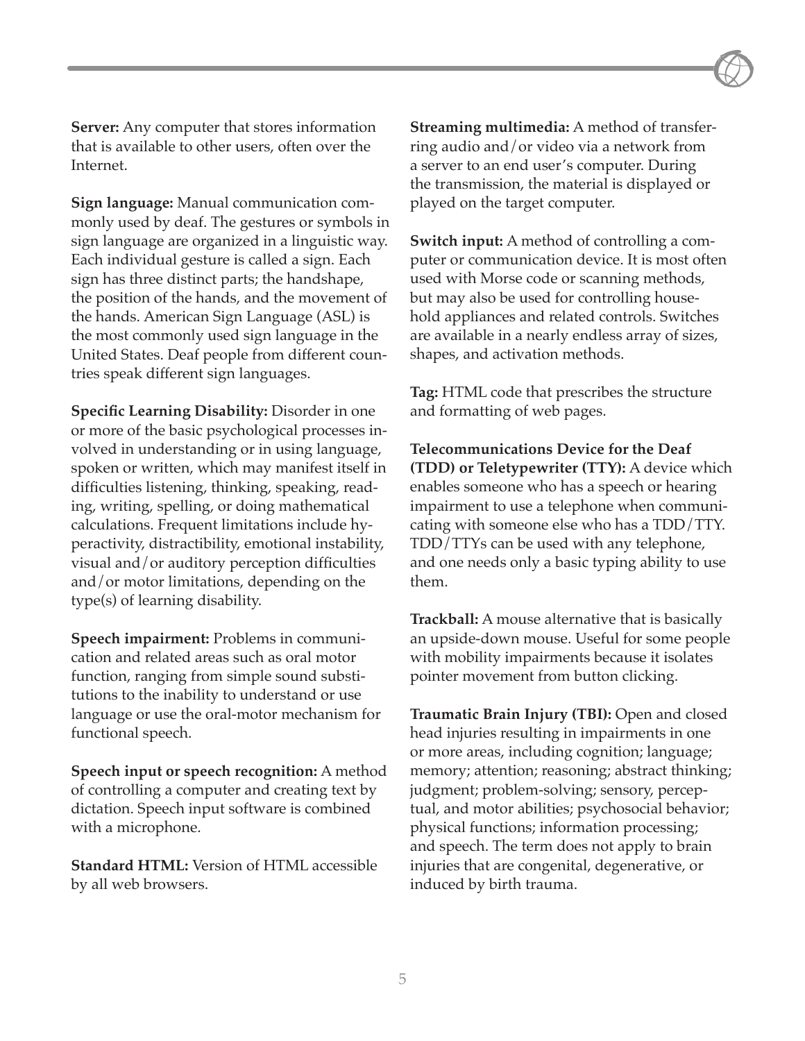**Server:** Any computer that stores information that is available to other users, often over the Internet.

**Sign language:** Manual communication commonly used by deaf. The gestures or symbols in sign language are organized in a linguistic way. Each individual gesture is called a sign. Each sign has three distinct parts; the handshape, the position of the hands, and the movement of the hands. American Sign Language (ASL) is the most commonly used sign language in the United States. Deaf people from different countries speak different sign languages.

**Specific Learning Disability:** Disorder in one or more of the basic psychological processes involved in understanding or in using language, spoken or written, which may manifest itself in difficulties listening, thinking, speaking, reading, writing, spelling, or doing mathematical calculations. Frequent limitations include hyperactivity, distractibility, emotional instability, visual and/or auditory perception difficulties and/or motor limitations, depending on the type(s) of learning disability.

**Speech impairment:** Problems in communication and related areas such as oral motor function, ranging from simple sound substitutions to the inability to understand or use language or use the oral-motor mechanism for functional speech.

**Speech input or speech recognition:** A method of controlling a computer and creating text by dictation. Speech input software is combined with a microphone.

**Standard HTML:** Version of HTML accessible by all web browsers.

**Streaming multimedia:** A method of transferring audio and/or video via a network from a server to an end user's computer. During the transmission, the material is displayed or played on the target computer.

**Switch input:** A method of controlling a computer or communication device. It is most often used with Morse code or scanning methods, but may also be used for controlling household appliances and related controls. Switches are available in a nearly endless array of sizes, shapes, and activation methods.

**Tag:** HTML code that prescribes the structure and formatting of web pages.

**Telecommunications Device for the Deaf (TDD) or Teletypewriter (TTY):** A device which enables someone who has a speech or hearing impairment to use a telephone when communicating with someone else who has a TDD/TTY. TDD/TTYs can be used with any telephone, and one needs only a basic typing ability to use them.

**Trackball:** A mouse alternative that is basically an upside-down mouse. Useful for some people with mobility impairments because it isolates pointer movement from button clicking.

**Traumatic Brain Injury (TBI):** Open and closed head injuries resulting in impairments in one or more areas, including cognition; language; memory; attention; reasoning; abstract thinking; judgment; problem-solving; sensory, perceptual, and motor abilities; psychosocial behavior; physical functions; information processing; and speech. The term does not apply to brain injuries that are congenital, degenerative, or induced by birth trauma.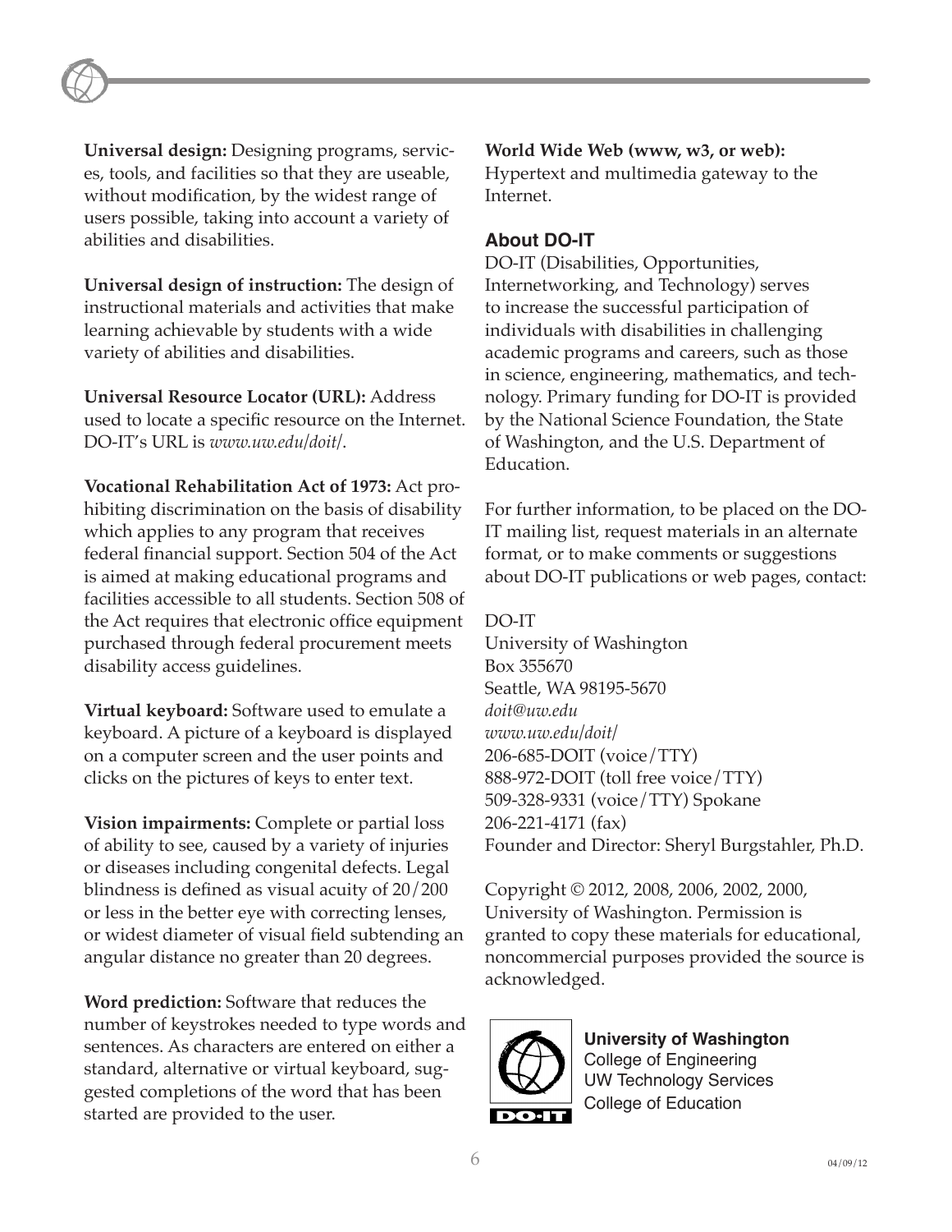**Universal design:** Designing programs, services, tools, and facilities so that they are useable, without modification, by the widest range of users possible, taking into account a variety of abilities and disabilities.

**Universal design of instruction:** The design of instructional materials and activities that make learning achievable by students with a wide variety of abilities and disabilities.

**Universal Resource Locator (URL):** Address used to locate a specific resource on the Internet. DO-IT's URL is *www.uw.edu/doit/*.

**Vocational Rehabilitation Act of 1973:** Act prohibiting discrimination on the basis of disability which applies to any program that receives federal financial support. Section 504 of the Act is aimed at making educational programs and facilities accessible to all students. Section 508 of the Act requires that electronic office equipment purchased through federal procurement meets disability access guidelines.

**Virtual keyboard:** Software used to emulate a keyboard. A picture of a keyboard is displayed on a computer screen and the user points and clicks on the pictures of keys to enter text.

**Vision impairments:** Complete or partial loss of ability to see, caused by a variety of injuries or diseases including congenital defects. Legal blindness is defined as visual acuity of 20/200 or less in the better eye with correcting lenses, or widest diameter of visual field subtending an angular distance no greater than 20 degrees.

**Word prediction:** Software that reduces the number of keystrokes needed to type words and sentences. As characters are entered on either a standard, alternative or virtual keyboard, suggested completions of the word that has been started are provided to the user.

**World Wide Web (www, w3, or web):** Hypertext and multimedia gateway to the Internet.

## About DO-IT

DO-IT (Disabilities, Opportunities, Internetworking, and Technology) serves to increase the successful participation of individuals with disabilities in challenging academic programs and careers, such as those in science, engineering, mathematics, and technology. Primary funding for DO-IT is provided by the National Science Foundation, the State of Washington, and the U.S. Department of Education.

For further information, to be placed on the DO-IT mailing list, request materials in an alternate format, or to make comments or suggestions about DO-IT publications or web pages, contact:

DO-IT
University of Washington
Box 355670
Seattle, WA 98195-5670
*doit@uw.edu*
*www.uw.edu/doit/*
206-685-DOIT (voice/TTY)
888-972-DOIT (toll free voice/TTY)
509-328-9331 (voice/TTY) Spokane
206-221-4171 (fax)
Founder and Director: Sheryl Burgstahler, Ph.D.

Copyright © 2012, 2008, 2006, 2002, 2000, University of Washington. Permission is granted to copy these materials for educational, noncommercial purposes provided the source is acknowledged.

**University of Washington**
College of Engineering
UW Technology Services
College of Education

04/09/12